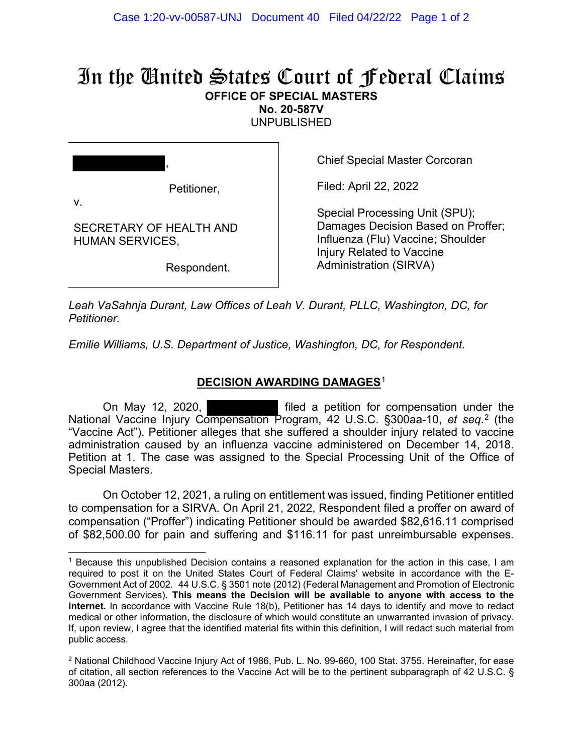# In the United States Court of Federal Claims

**OFFICE OF SPECIAL MASTERS**
**No. 20-587V**
UNPUBLISHED

| | |
|---|---|
| [REDACTED], Petitioner, v. SECRETARY OF HEALTH AND HUMAN SERVICES, Respondent. | Chief Special Master Corcoran<br><br>Filed: April 22, 2022<br><br>Special Processing Unit (SPU); Damages Decision Based on Proffer; Influenza (Flu) Vaccine; Shoulder Injury Related to Vaccine Administration (SIRVA) |

*Leah VaSahnja Durant, Law Offices of Leah V. Durant, PLLC, Washington, DC, for Petitioner.*

*Emilie Williams, U.S. Department of Justice, Washington, DC, for Respondent.*

## DECISION AWARDING DAMAGES[1]

On May 12, 2020, [REDACTED] filed a petition for compensation under the National Vaccine Injury Compensation Program, 42 U.S.C. §300aa-10, *et seq.*[2] (the "Vaccine Act"). Petitioner alleges that she suffered a shoulder injury related to vaccine administration caused by an influenza vaccine administered on December 14, 2018. Petition at 1. The case was assigned to the Special Processing Unit of the Office of Special Masters.

On October 12, 2021, a ruling on entitlement was issued, finding Petitioner entitled to compensation for a SIRVA. On April 21, 2022, Respondent filed a proffer on award of compensation ("Proffer") indicating Petitioner should be awarded $82,616.11 comprised of $82,500.00 for pain and suffering and $116.11 for past unreimbursable expenses.

---

[1] Because this unpublished Decision contains a reasoned explanation for the action in this case, I am required to post it on the United States Court of Federal Claims' website in accordance with the E-Government Act of 2002. 44 U.S.C. § 3501 note (2012) (Federal Management and Promotion of Electronic Government Services). **This means the Decision will be available to anyone with access to the internet.** In accordance with Vaccine Rule 18(b), Petitioner has 14 days to identify and move to redact medical or other information, the disclosure of which would constitute an unwarranted invasion of privacy. If, upon review, I agree that the identified material fits within this definition, I will redact such material from public access.

[2] National Childhood Vaccine Injury Act of 1986, Pub. L. No. 99-660, 100 Stat. 3755. Hereinafter, for ease of citation, all section references to the Vaccine Act will be to the pertinent subparagraph of 42 U.S.C. § 300aa (2012).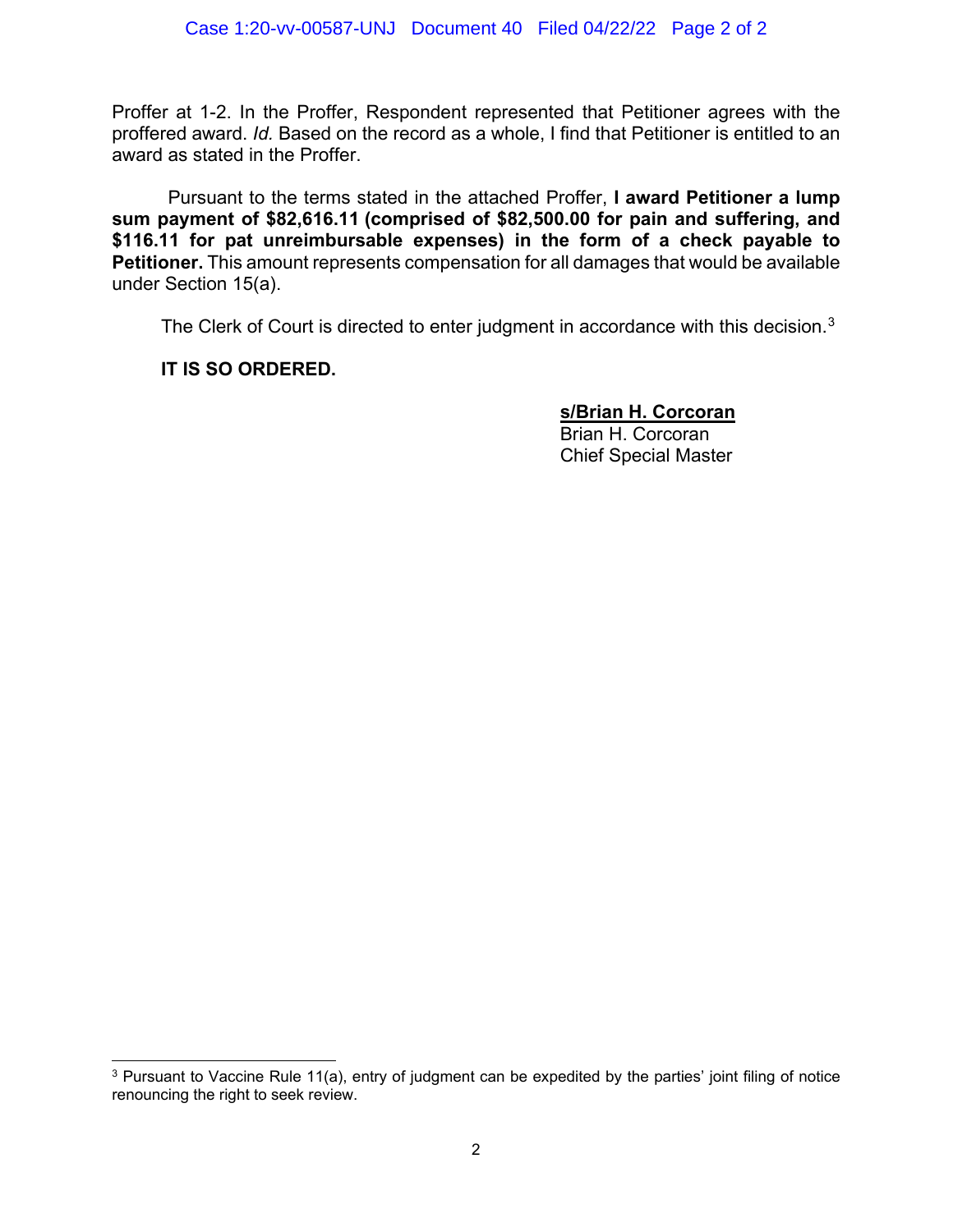Proffer at 1-2. In the Proffer, Respondent represented that Petitioner agrees with the proffered award. *Id.* Based on the record as a whole, I find that Petitioner is entitled to an award as stated in the Proffer.

Pursuant to the terms stated in the attached Proffer, **I award Petitioner a lump sum payment of $82,616.11 (comprised of $82,500.00 for pain and suffering, and $116.11 for pat unreimbursable expenses) in the form of a check payable to Petitioner.** This amount represents compensation for all damages that would be available under Section 15(a).

The Clerk of Court is directed to enter judgment in accordance with this decision.[3]

**IT IS SO ORDERED.**

**s/Brian H. Corcoran**
Brian H. Corcoran
Chief Special Master

[3] Pursuant to Vaccine Rule 11(a), entry of judgment can be expedited by the parties' joint filing of notice renouncing the right to seek review.